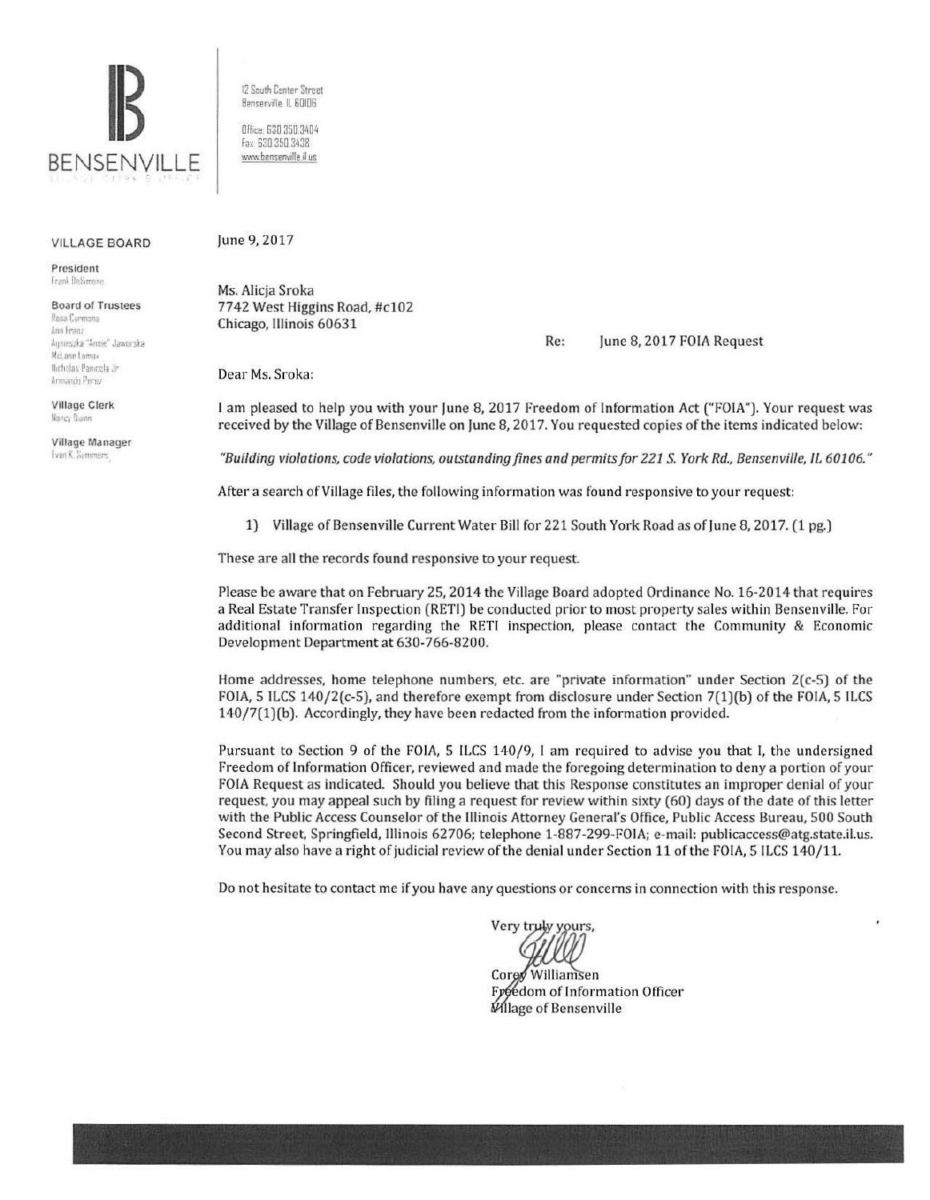BENSENVILLE

VILLAGE PRESIDENT'S OFFICE

12 South Center Street
Bensenville, IL 60106

Office: 630.350.3404
Fax: 630.350.3438
www.bensenville.il.us

**VILLAGE BOARD**

**President**
Frank DeSimone

**Board of Trustees**
Rosa Carmona
Ann Franz
Agnieszka "Annie" Jaworska
McLane Lomax
Nicholas Panicola Jr.
Armando Perez

**Village Clerk**
Nancy Quinn

**Village Manager**
Evan K. Summers

June 9, 2017

Ms. Alicja Sroka
7742 West Higgins Road, #c102
Chicago, Illinois 60631

Re: June 8, 2017 FOIA Request

Dear Ms. Sroka:

I am pleased to help you with your June 8, 2017 Freedom of Information Act ("FOIA"). Your request was received by the Village of Bensenville on June 8, 2017. You requested copies of the items indicated below:

*"Building violations, code violations, outstanding fines and permits for 221 S. York Rd., Bensenville, IL 60106."*

After a search of Village files, the following information was found responsive to your request:

1) Village of Bensenville Current Water Bill for 221 South York Road as of June 8, 2017. (1 pg.)

These are all the records found responsive to your request.

Please be aware that on February 25, 2014 the Village Board adopted Ordinance No. 16-2014 that requires a Real Estate Transfer Inspection (RETI) be conducted prior to most property sales within Bensenville. For additional information regarding the RETI inspection, please contact the Community & Economic Development Department at 630-766-8200.

Home addresses, home telephone numbers, etc. are "private information" under Section 2(c-5) of the FOIA, 5 ILCS 140/2(c-5), and therefore exempt from disclosure under Section 7(1)(b) of the FOIA, 5 ILCS 140/7(1)(b). Accordingly, they have been redacted from the information provided.

Pursuant to Section 9 of the FOIA, 5 ILCS 140/9, I am required to advise you that I, the undersigned Freedom of Information Officer, reviewed and made the foregoing determination to deny a portion of your FOIA Request as indicated. Should you believe that this Response constitutes an improper denial of your request, you may appeal such by filing a request for review within sixty (60) days of the date of this letter with the Public Access Counselor of the Illinois Attorney General's Office, Public Access Bureau, 500 South Second Street, Springfield, Illinois 62706; telephone 1-887-299-FOIA; e-mail: publicaccess@atg.state.il.us. You may also have a right of judicial review of the denial under Section 11 of the FOIA, 5 ILCS 140/11.

Do not hesitate to contact me if you have any questions or concerns in connection with this response.

Very truly yours,

Corey Williamsen
Freedom of Information Officer
Village of Bensenville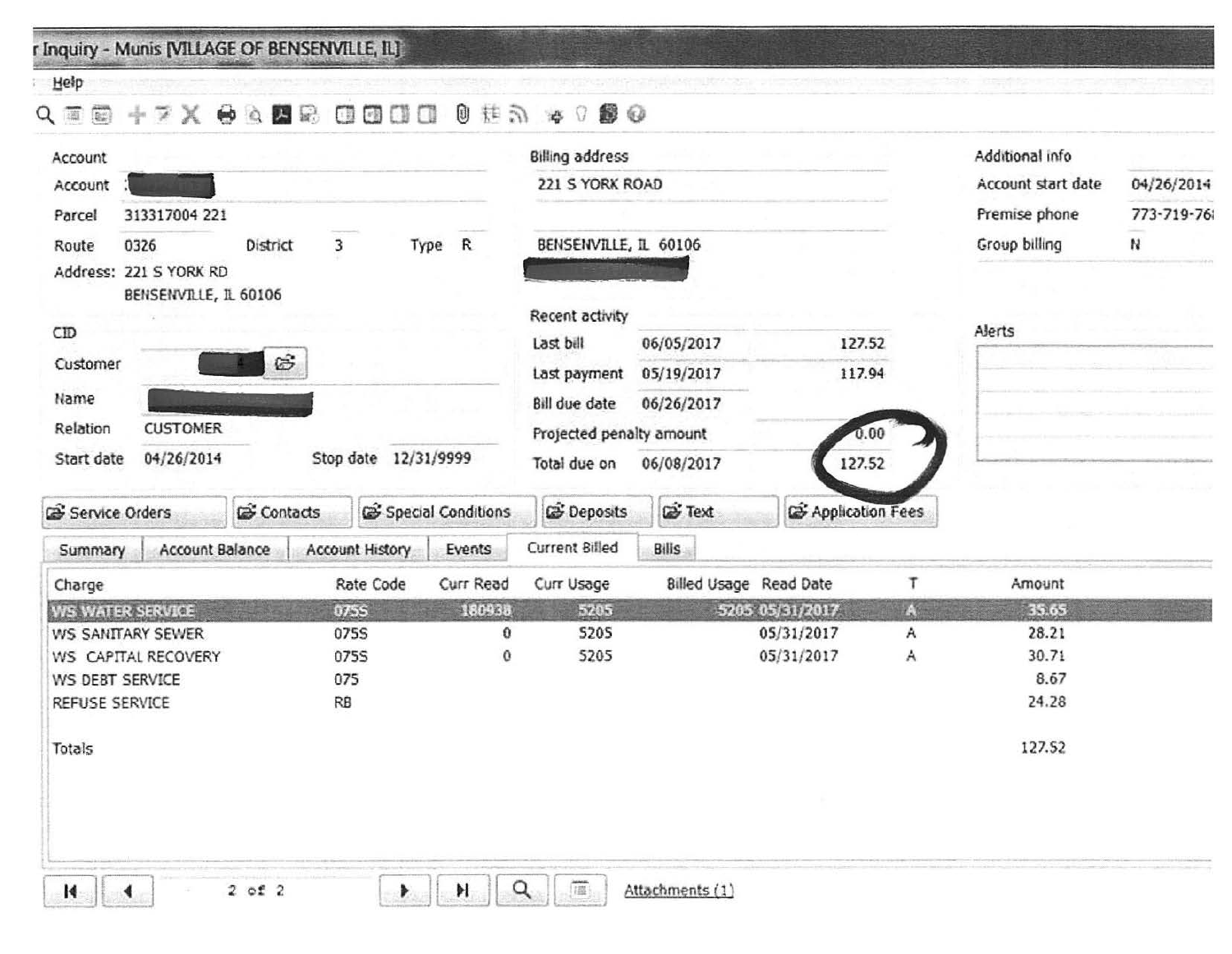Inquiry - Munis [VILLAGE OF BENSENVILLE, IL]

Help

**Account**

Account :

Parcel 313317004 221

Route 0326 District 3 Type R

Address: 221 S YORK RD
BENSENVILLE, IL 60106

**CID**

Customer

Name

Relation CUSTOMER

Start date 04/26/2014 Stop date 12/31/9999

**Billing address**

221 S YORK ROAD

BENSENVILLE, IL 60106

**Recent activity**

| | | |
|---|---|---|
| Last bill | 06/05/2017 | 127.52 |
| Last payment | 05/19/2017 | 117.94 |
| Bill due date | 06/26/2017 | |
| Projected penalty amount | | 0.00 |
| Total due on | 06/08/2017 | 127.52 |

**Additional info**

Account start date 04/26/2014

Premise phone 773-719-76

Group billing N

**Alerts**

Service Orders | Contacts | Special Conditions | Deposits | Text | Application Fees

Summary | Account Balance | Account History | Events | Current Billed | Bills

| Charge | Rate Code | Curr Read | Curr Usage | Billed Usage | Read Date | T | Amount |
|---|---|---|---|---|---|---|---|
| WS WATER SERVICE | 075S | 180938 | 5205 | 5205 | 05/31/2017 | A | 35.65 |
| WS SANITARY SEWER | 075S | 0 | 5205 | | 05/31/2017 | A | 28.21 |
| WS CAPITAL RECOVERY | 075S | 0 | 5205 | | 05/31/2017 | A | 30.71 |
| WS DEBT SERVICE | 075 | | | | | | 8.67 |
| REFUSE SERVICE | RB | | | | | | 24.28 |
| Totals | | | | | | | 127.52 |

2 of 2

Attachments (1)